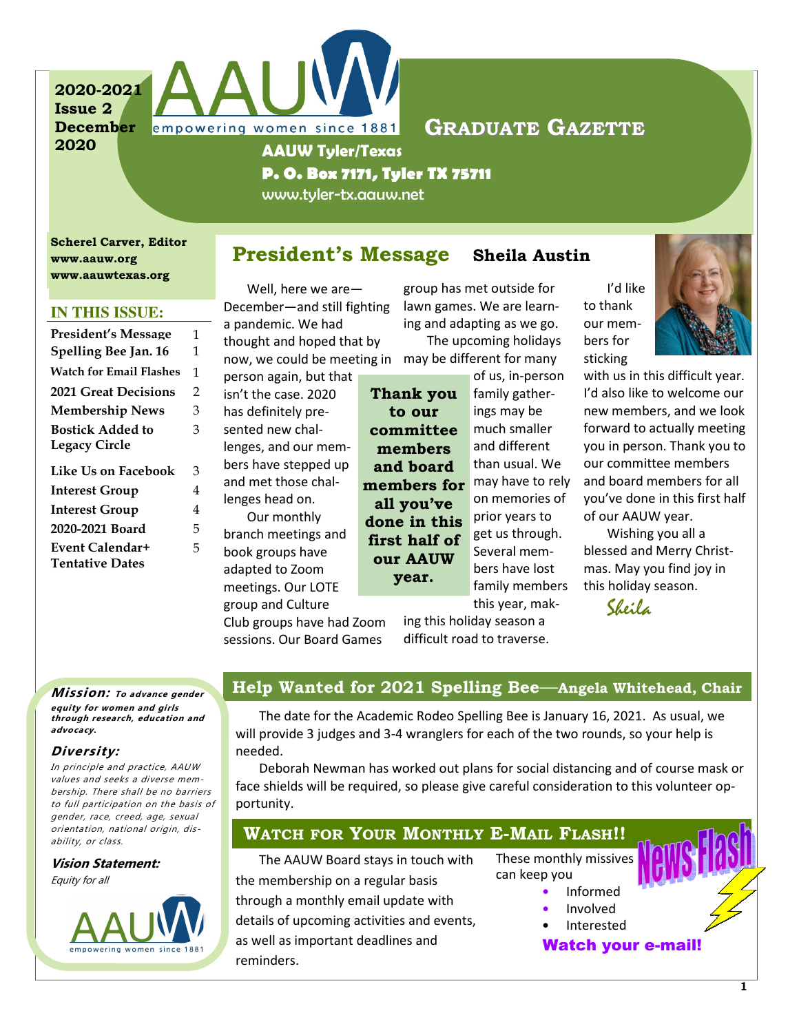2020-2021
Issue 2
December 2020

# Graduate Gazette

**AAUW Tyler/Texas**
**P. O. Box 7171, Tyler TX 75711**
www.tyler-tx.aauw.net

**Scherel Carver, Editor**
**www.aauw.org**
**www.aauwtexas.org**

**IN THIS ISSUE:**

| | |
|---|---|
| President's Message | 1 |
| Spelling Bee Jan. 16 | 1 |
| Watch for Email Flashes | 1 |
| 2021 Great Decisions | 2 |
| Membership News | 3 |
| Bostick Added to Legacy Circle | 3 |
| Like Us on Facebook | 3 |
| Interest Group | 4 |
| Interest Group | 4 |
| 2020-2021 Board | 5 |
| Event Calendar+ Tentative Dates | 5 |

***Mission:*** ***To advance gender equity for women and girls through research, education and advocacy.***

***Diversity:***

*In principle and practice, AAUW values and seeks a diverse membership. There shall be no barriers to full participation on the basis of gender, race, creed, age, sexual orientation, national origin, disability, or class.*

***Vision Statement:***

*Equity for all*

## President's Message — Sheila Austin

Well, here we are—December—and still fighting a pandemic. We had thought and hoped that by now, we could be meeting in person again, but that isn't the case. 2020 has definitely presented new challenges, and our members have stepped up and met those challenges head on.

Our monthly branch meetings and book groups have adapted to Zoom meetings. Our LOTE group and Culture Club groups have had Zoom sessions. Our Board Games group has met outside for lawn games. We are learning and adapting as we go.

The upcoming holidays may be different for many of us, in-person family gatherings may be much smaller and different than usual. We may have to rely on memories of prior years to get us through. Several members have lost family members this year, making this holiday season a difficult road to traverse.

**Thank you to our committee members and board members for all you've done in this first half of our AAUW year.**

I'd like to thank our members for sticking with us in this difficult year. I'd also like to welcome our new members, and we look forward to actually meeting you in person. Thank you to our committee members and board members for all you've done in this first half of our AAUW year.

Wishing you all a blessed and Merry Christmas. May you find joy in this holiday season.

*Sheila*

## Help Wanted for 2021 Spelling Bee—Angela Whitehead, Chair

The date for the Academic Rodeo Spelling Bee is January 16, 2021. As usual, we will provide 3 judges and 3-4 wranglers for each of the two rounds, so your help is needed.

Deborah Newman has worked out plans for social distancing and of course mask or face shields will be required, so please give careful consideration to this volunteer opportunity.

## Watch for Your Monthly E-Mail Flash!!

The AAUW Board stays in touch with the membership on a regular basis through a monthly email update with details of upcoming activities and events, as well as important deadlines and reminders.

These monthly missives can keep you

- Informed
- Involved
- Interested

**Watch your e-mail!**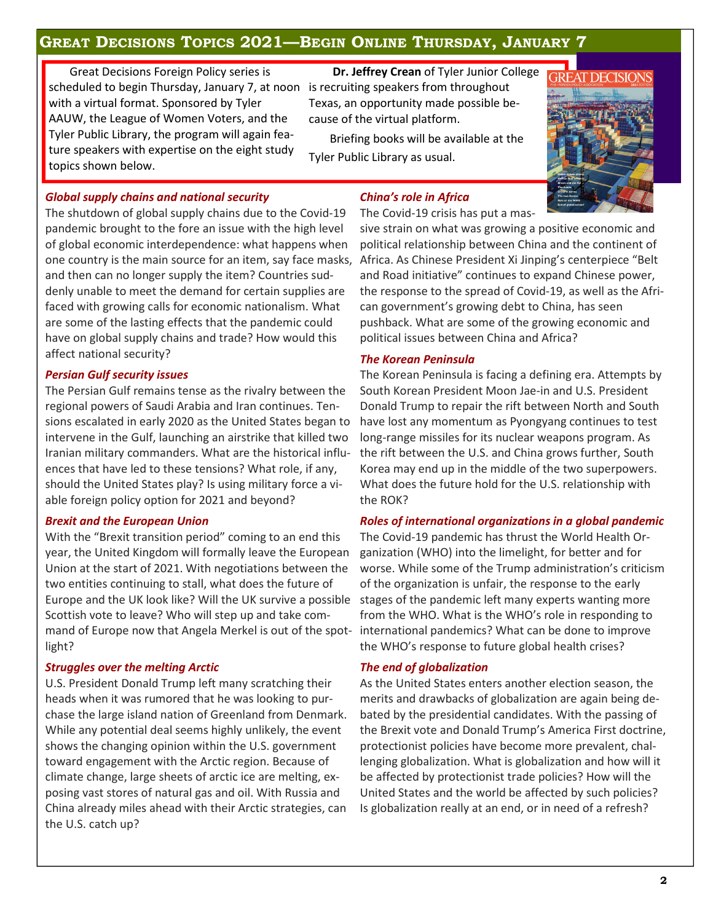## Great Decisions Topics 2021—Begin Online Thursday, January 7

Great Decisions Foreign Policy series is scheduled to begin Thursday, January 7, at noon with a virtual format. Sponsored by Tyler AAUW, the League of Women Voters, and the Tyler Public Library, the program will again feature speakers with expertise on the eight study topics shown below.

**Dr. Jeffrey Crean** of Tyler Junior College is recruiting speakers from throughout Texas, an opportunity made possible because of the virtual platform.

Briefing books will be available at the Tyler Public Library as usual.

### *Global supply chains and national security*

The shutdown of global supply chains due to the Covid-19 pandemic brought to the fore an issue with the high level of global economic interdependence: what happens when one country is the main source for an item, say face masks, and then can no longer supply the item? Countries suddenly unable to meet the demand for certain supplies are faced with growing calls for economic nationalism. What are some of the lasting effects that the pandemic could have on global supply chains and trade? How would this affect national security?

### *Persian Gulf security issues*

The Persian Gulf remains tense as the rivalry between the regional powers of Saudi Arabia and Iran continues. Tensions escalated in early 2020 as the United States began to intervene in the Gulf, launching an airstrike that killed two Iranian military commanders. What are the historical influences that have led to these tensions? What role, if any, should the United States play? Is using military force a viable foreign policy option for 2021 and beyond?

### *Brexit and the European Union*

With the "Brexit transition period" coming to an end this year, the United Kingdom will formally leave the European Union at the start of 2021. With negotiations between the two entities continuing to stall, what does the future of Europe and the UK look like? Will the UK survive a possible Scottish vote to leave? Who will step up and take command of Europe now that Angela Merkel is out of the spotlight?

### *Struggles over the melting Arctic*

U.S. President Donald Trump left many scratching their heads when it was rumored that he was looking to purchase the large island nation of Greenland from Denmark. While any potential deal seems highly unlikely, the event shows the changing opinion within the U.S. government toward engagement with the Arctic region. Because of climate change, large sheets of arctic ice are melting, exposing vast stores of natural gas and oil. With Russia and China already miles ahead with their Arctic strategies, can the U.S. catch up?

### *China's role in Africa*

The Covid-19 crisis has put a massive strain on what was growing a positive economic and political relationship between China and the continent of Africa. As Chinese President Xi Jinping's centerpiece "Belt and Road initiative" continues to expand Chinese power, the response to the spread of Covid-19, as well as the African government's growing debt to China, has seen pushback. What are some of the growing economic and political issues between China and Africa?

### *The Korean Peninsula*

The Korean Peninsula is facing a defining era. Attempts by South Korean President Moon Jae-in and U.S. President Donald Trump to repair the rift between North and South have lost any momentum as Pyongyang continues to test long-range missiles for its nuclear weapons program. As the rift between the U.S. and China grows further, South Korea may end up in the middle of the two superpowers. What does the future hold for the U.S. relationship with the ROK?

### *Roles of international organizations in a global pandemic*

The Covid-19 pandemic has thrust the World Health Organization (WHO) into the limelight, for better and for worse. While some of the Trump administration's criticism of the organization is unfair, the response to the early stages of the pandemic left many experts wanting more from the WHO. What is the WHO's role in responding to international pandemics? What can be done to improve the WHO's response to future global health crises?

### *The end of globalization*

As the United States enters another election season, the merits and drawbacks of globalization are again being debated by the presidential candidates. With the passing of the Brexit vote and Donald Trump's America First doctrine, protectionist policies have become more prevalent, challenging globalization. What is globalization and how will it be affected by protectionist trade policies? How will the United States and the world be affected by such policies? Is globalization really at an end, or in need of a refresh?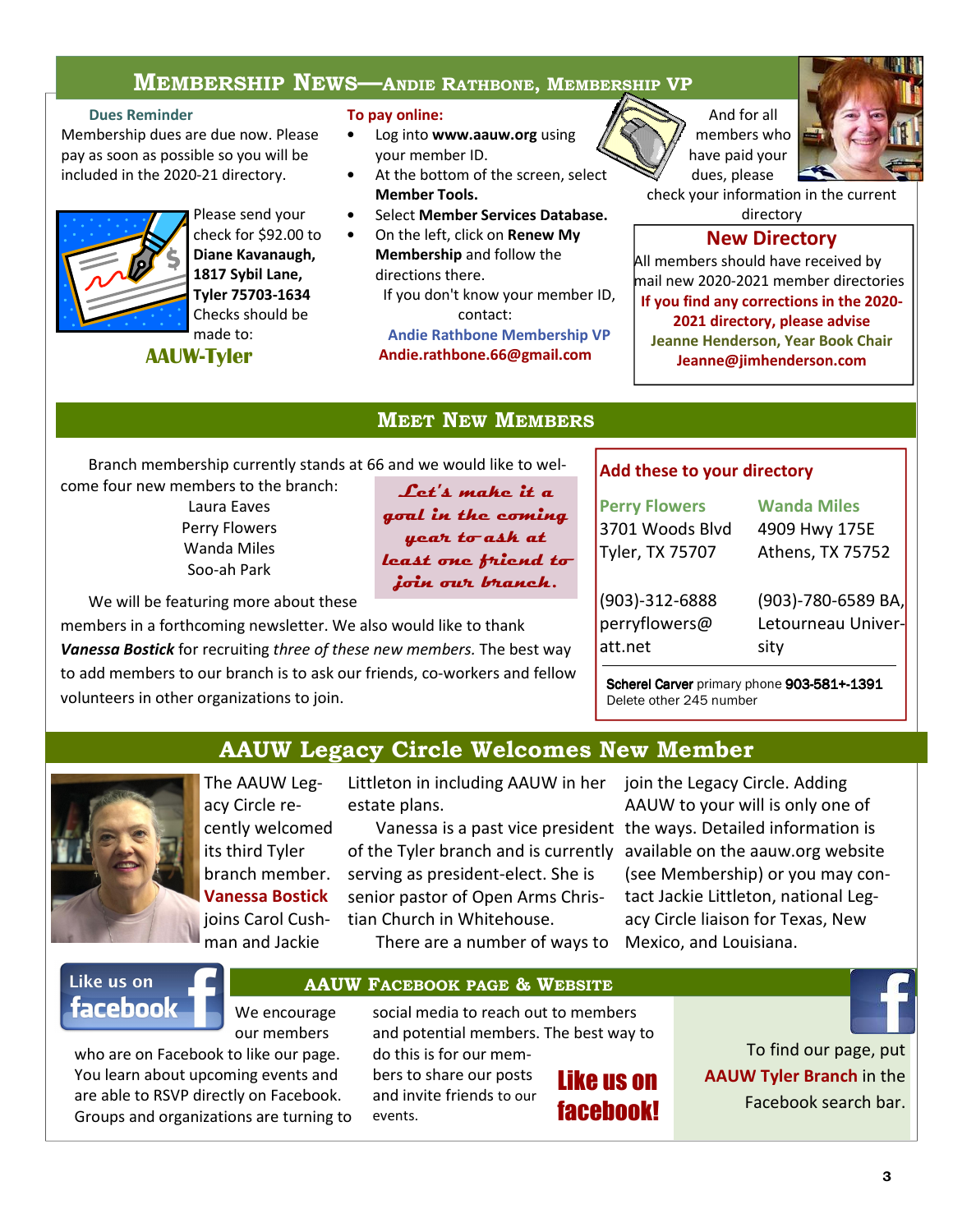## Membership News—Andie Rathbone, Membership VP

**Dues Reminder**

Membership dues are due now. Please pay as soon as possible so you will be included in the 2020-21 directory.

Please send your check for $92.00 to **Diane Kavanaugh, 1817 Sybil Lane, Tyler 75703-1634** Checks should be made to:

**AAUW-Tyler**

**To pay online:**

- Log into **www.aauw.org** using your member ID.
- At the bottom of the screen, select **Member Tools.**
- Select **Member Services Database.**
- On the left, click on **Renew My Membership** and follow the directions there.

If you don't know your member ID, contact:

**Andie Rathbone Membership VP**
**Andie.rathbone.66@gmail.com**

And for all members who have paid your dues, please check your information in the current directory

### New Directory

All members should have received by mail new 2020-2021 member directories

**If you find any corrections in the 2020-2021 directory, please advise**
**Jeanne Henderson, Year Book Chair**
**Jeanne@jimhenderson.com**

## Meet New Members

Branch membership currently stands at 66 and we would like to welcome four new members to the branch:

Laura Eaves
Perry Flowers
Wanda Miles
Soo-ah Park

*Let's make it a goal in the coming year to ask at least one friend to join our branch.*

We will be featuring more about these members in a forthcoming newsletter. We also would like to thank ***Vanessa Bostick*** for recruiting *three of these new members.* The best way to add members to our branch is to ask our friends, co-workers and fellow volunteers in other organizations to join.

**Add these to your directory**

| **Perry Flowers** | **Wanda Miles** |
|---|---|
| 3701 Woods Blvd | 4909 Hwy 175E |
| Tyler, TX 75707 | Athens, TX 75752 |
| (903)-312-6888 | (903)-780-6589 BA, |
| perryflowers@att.net | Letourneau University |

**Scherel Carver** primary phone **903-581+-1391**
Delete other 245 number

## AAUW Legacy Circle Welcomes New Member

The AAUW Legacy Circle recently welcomed its third Tyler branch member. **Vanessa Bostick** joins Carol Cushman and Jackie Littleton in including AAUW in her estate plans.

Vanessa is a past vice president of the Tyler branch and is currently serving as president-elect. She is senior pastor of Open Arms Christian Church in Whitehouse.

There are a number of ways to join the Legacy Circle. Adding AAUW to your will is only one of the ways. Detailed information is available on the aauw.org website (see Membership) or you may contact Jackie Littleton, national Legacy Circle liaison for Texas, New Mexico, and Louisiana.

## AAUW Facebook page & Website

Like us on facebook

We encourage our members who are on Facebook to like our page. You learn about upcoming events and are able to RSVP directly on Facebook. Groups and organizations are turning to social media to reach out to members and potential members. The best way to do this is for our members to share our posts and invite friends to our events.

**Like us on facebook!**

To find our page, put **AAUW Tyler Branch** in the Facebook search bar.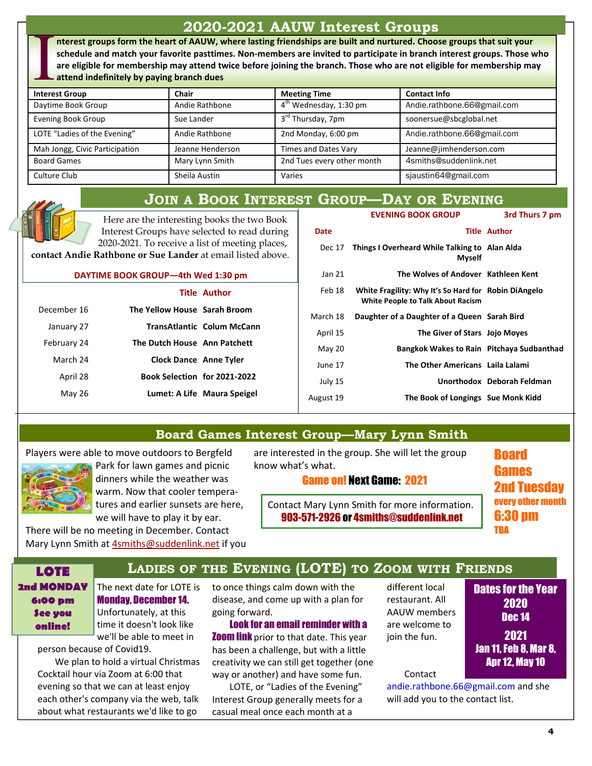# 2020-2021 AAUW Interest Groups

**Interest groups form the heart of AAUW, where lasting friendships are built and nurtured. Choose groups that suit your schedule and match your favorite pasttimes. Non-members are invited to participate in branch interest groups. Those who are eligible for membership may attend twice before joining the branch. Those who are not eligible for membership may attend indefinitely by paying branch dues**

| Interest Group | Chair | Meeting Time | Contact Info |
|---|---|---|---|
| Daytime Book Group | Andie Rathbone | 4th Wednesday, 1:30 pm | Andie.rathbone.66@gmail.com |
| Evening Book Group | Sue Lander | 3rd Thursday, 7pm | soonersue@sbcglobal.net |
| LOTE "Ladies of the Evening" | Andie Rathbone | 2nd Monday, 6:00 pm | Andie.rathbone.66@gmail.com |
| Mah Jongg, Civic Participation | Jeanne Henderson | Times and Dates Vary | Jeanne@jimhenderson.com |
| Board Games | Mary Lynn Smith | 2nd Tues every other month | 4smiths@suddenlink.net |
| Culture Club | Sheila Austin | Varies | sjaustin64@gmail.com |

## Join a Book Interest Group—Day or Evening

Here are the interesting books the two Book Interest Groups have selected to read during 2020-2021. To receive a list of meeting places, **contact Andie Rathbone or Sue Lander** at email listed above.

**DAYTIME BOOK GROUP—4th Wed 1:30 pm**

| | Title | Author |
|---|---|---|
| December 16 | The Yellow House | Sarah Broom |
| January 27 | TransAtlantic | Colum McCann |
| February 24 | The Dutch House | Ann Patchett |
| March 24 | Clock Dance | Anne Tyler |
| April 28 | Book Selection | for 2021-2022 |
| May 26 | Lumet: A Life | Maura Speigel |

**EVENING BOOK GROUP — 3rd Thurs 7 pm**

| Date | Title | Author |
|---|---|---|
| Dec 17 | Things I Overheard While Talking to Myself | Alan Alda |
| Jan 21 | The Wolves of Andover | Kathleen Kent |
| Feb 18 | White Fragility: Why It's So Hard for White People to Talk About Racism | Robin DiAngelo |
| March 18 | Daughter of a Daughter of a Queen | Sarah Bird |
| April 15 | The Giver of Stars | Jojo Moyes |
| May 20 | Bangkok Wakes to Rain | Pitchaya Sudbanthad |
| June 17 | The Other Americans | Laila Lalami |
| July 15 | Unorthodox | Deborah Feldman |
| August 19 | The Book of Longings | Sue Monk Kidd |

## Board Games Interest Group—Mary Lynn Smith

Players were able to move outdoors to Bergfeld Park for lawn games and picnic dinners while the weather was warm. Now that cooler temperatures and earlier sunsets are here, we will have to play it by ear. There will be no meeting in December. Contact Mary Lynn Smith at 4smiths@suddenlink.net if you are interested in the group. She will let the group know what's what.

**Game on! Next Game: 2021**

Contact Mary Lynn Smith for more information.
**903-571-2926 or 4smiths@suddenlink.net**

**Board Games 2nd Tuesday every other month 6:30 pm TBA**

## Ladies of the Evening (LOTE) to Zoom with Friends

**LOTE 2nd MONDAY 6:00 pm See you online!**

The next date for LOTE is **Monday, December 14.** Unfortunately, at this time it doesn't look like we'll be able to meet in person because of Covid19.

We plan to hold a virtual Christmas Cocktail hour via Zoom at 6:00 that evening so that we can at least enjoy each other's company via the web, talk about what restaurants we'd like to go to once things calm down with the disease, and come up with a plan for going forward.

**Look for an email reminder with a Zoom link** prior to that date. This year has been a challenge, but with a little creativity we can still get together (one way or another) and have some fun.

LOTE, or "Ladies of the Evening" Interest Group generally meets for a casual meal once each month at a different local restaurant. All AAUW members are welcome to join the fun.

Contact andie.rathbone.66@gmail.com and she will add you to the contact list.

**Dates for the Year**
**2020**
**Dec 14**
**2021**
**Jan 11, Feb 8, Mar 8, Apr 12, May 10**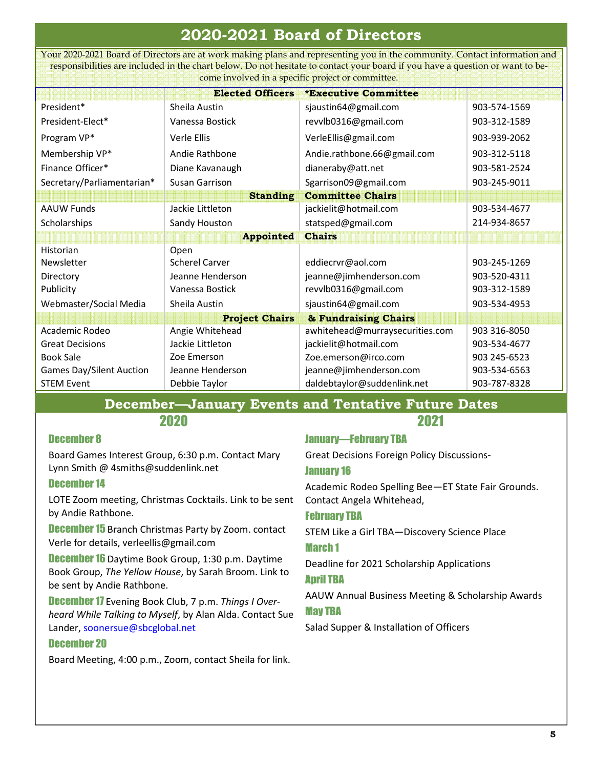# 2020-2021 Board of Directors

Your 2020-2021 Board of Directors are at work making plans and representing you in the community. Contact information and responsibilities are included in the chart below. Do not hesitate to contact your board if you have a question or want to become involved in a specific project or committee.

| | Elected Officers | *Executive Committee | |
|---|---|---|---|
| President* | Sheila Austin | sjaustin64@gmail.com | 903-574-1569 |
| President-Elect* | Vanessa Bostick | revvlb0316@gmail.com | 903-312-1589 |
| Program VP* | Verle Ellis | VerleEllis@gmail.com | 903-939-2062 |
| Membership VP* | Andie Rathbone | Andie.rathbone.66@gmail.com | 903-312-5118 |
| Finance Officer* | Diane Kavanaugh | dianeraby@att.net | 903-581-2524 |
| Secretary/Parliamentarian* | Susan Garrison | Sgarrison09@gmail.com | 903-245-9011 |
| | **Standing** | **Committee Chairs** | |
| AAUW Funds | Jackie Littleton | jackielit@hotmail.com | 903-534-4677 |
| Scholarships | Sandy Houston | statsped@gmail.com | 214-934-8657 |
| | **Appointed** | **Chairs** | |
| Historian | Open | | |
| Newsletter | Scherel Carver | eddiecrvr@aol.com | 903-245-1269 |
| Directory | Jeanne Henderson | jeanne@jimhenderson.com | 903-520-4311 |
| Publicity | Vanessa Bostick | revvlb0316@gmail.com | 903-312-1589 |
| Webmaster/Social Media | Sheila Austin | sjaustin64@gmail.com | 903-534-4953 |
| | **Project Chairs** | **& Fundraising Chairs** | |
| Academic Rodeo | Angie Whitehead | awhitehead@murraysecurities.com | 903 316-8050 |
| Great Decisions | Jackie Littleton | jackielit@hotmail.com | 903-534-4677 |
| Book Sale | Zoe Emerson | Zoe.emerson@irco.com | 903 245-6523 |
| Games Day/Silent Auction | Jeanne Henderson | jeanne@jimhenderson.com | 903-534-6563 |
| STEM Event | Debbie Taylor | daldebtaylor@suddenlink.net | 903-787-8328 |

# December—January Events and Tentative Future Dates

## 2020

### December 8

Board Games Interest Group, 6:30 p.m. Contact Mary Lynn Smith @ 4smiths@suddenlink.net

### December 14

LOTE Zoom meeting, Christmas Cocktails. Link to be sent by Andie Rathbone.

**December 15** Branch Christmas Party by Zoom. contact Verle for details, verleellis@gmail.com

**December 16** Daytime Book Group, 1:30 p.m. Daytime Book Group, *The Yellow House*, by Sarah Broom. Link to be sent by Andie Rathbone.

**December 17** Evening Book Club, 7 p.m. *Things I Overheard While Talking to Myself*, by Alan Alda. Contact Sue Lander, soonersue@sbcglobal.net

### December 20

Board Meeting, 4:00 p.m., Zoom, contact Sheila for link.

## 2021

### January—February TBA

Great Decisions Foreign Policy Discussions-

### January 16

Academic Rodeo Spelling Bee—ET State Fair Grounds. Contact Angela Whitehead,

### February TBA

STEM Like a Girl TBA—Discovery Science Place

### March 1

Deadline for 2021 Scholarship Applications

### April TBA

AAUW Annual Business Meeting & Scholarship Awards

### May TBA

Salad Supper & Installation of Officers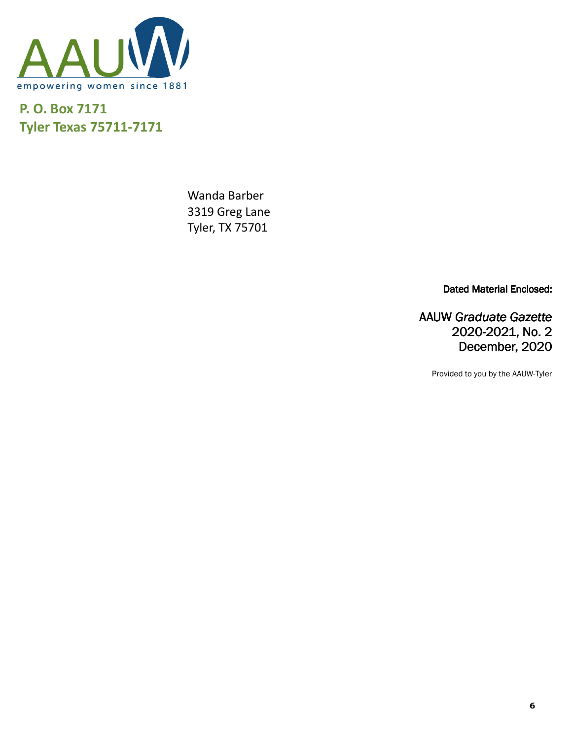AAUW

empowering women since 1881

**P. O. Box 7171**
**Tyler Texas 75711-7171**

Wanda Barber
3319 Greg Lane
Tyler, TX 75701

Dated Material Enclosed:

AAUW *Graduate Gazette*
2020-2021, No. 2
December, 2020

Provided to you by the AAUW-Tyler